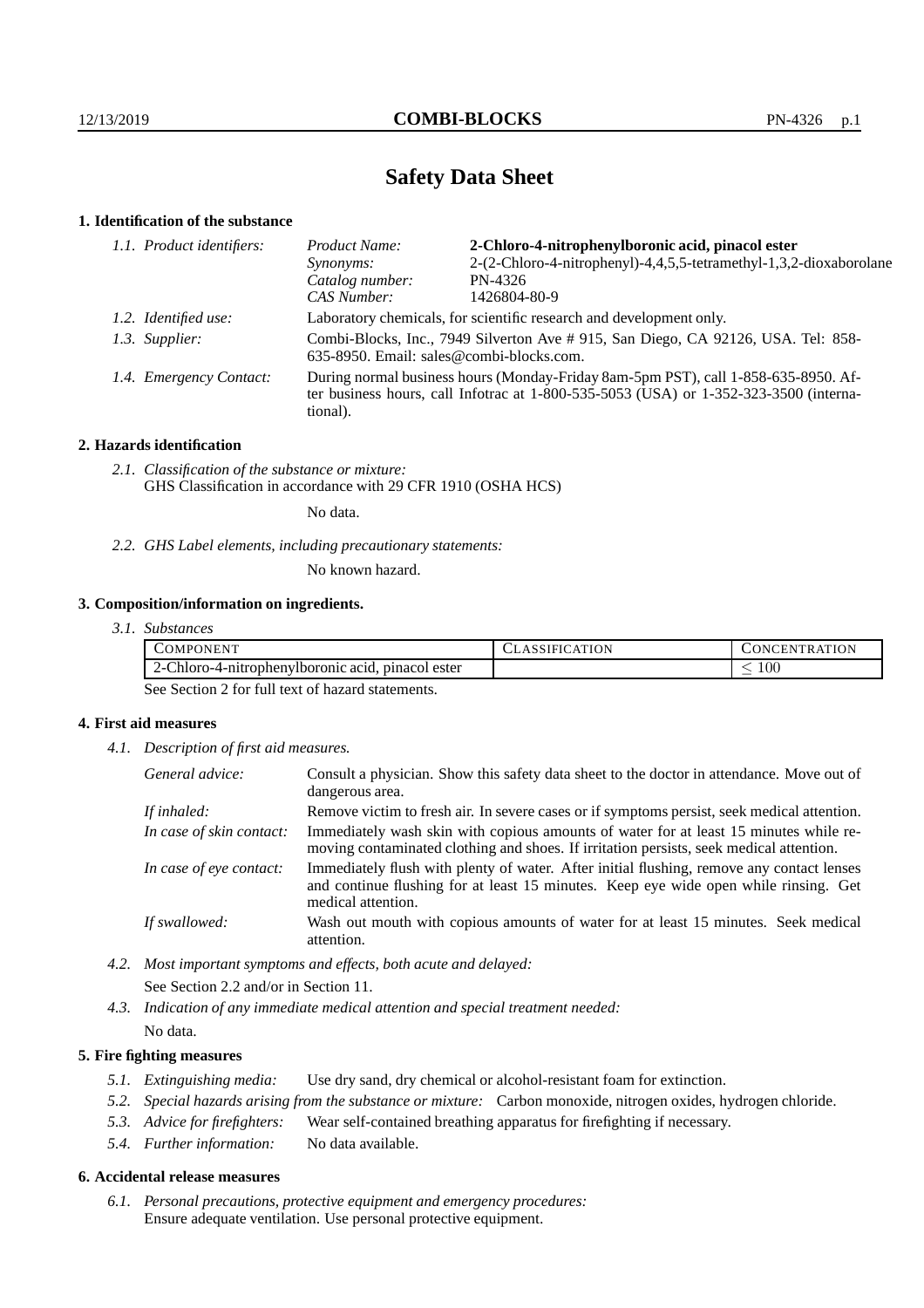# Safety Data Sheet

## 1. Identification of the substance

*1.1. Product identifiers:*

| | |
|---|---|
| *Product Name:* | **2-Chloro-4-nitrophenylboronic acid, pinacol ester** |
| *Synonyms:* | 2-(2-Chloro-4-nitrophenyl)-4,4,5,5-tetramethyl-1,3,2-dioxaborolane |
| *Catalog number:* | PN-4326 |
| *CAS Number:* | 1426804-80-9 |

*1.2. Identified use:* Laboratory chemicals, for scientific research and development only.

*1.3. Supplier:* Combi-Blocks, Inc., 7949 Silverton Ave # 915, San Diego, CA 92126, USA. Tel: 858-635-8950. Email: sales@combi-blocks.com.

*1.4. Emergency Contact:* During normal business hours (Monday-Friday 8am-5pm PST), call 1-858-635-8950. After business hours, call Infotrac at 1-800-535-5053 (USA) or 1-352-323-3500 (international).

## 2. Hazards identification

*2.1. Classification of the substance or mixture:*
GHS Classification in accordance with 29 CFR 1910 (OSHA HCS)

No data.

*2.2. GHS Label elements, including precautionary statements:*

No known hazard.

## 3. Composition/information on ingredients.

*3.1. Substances*

| COMPONENT | CLASSIFICATION | CONCENTRATION |
|---|---|---|
| 2-Chloro-4-nitrophenylboronic acid, pinacol ester | | $\leq 100$ |

See Section 2 for full text of hazard statements.

## 4. First aid measures

*4.1. Description of first aid measures.*

| | |
|---|---|
| *General advice:* | Consult a physician. Show this safety data sheet to the doctor in attendance. Move out of dangerous area. |
| *If inhaled:* | Remove victim to fresh air. In severe cases or if symptoms persist, seek medical attention. |
| *In case of skin contact:* | Immediately wash skin with copious amounts of water for at least 15 minutes while removing contaminated clothing and shoes. If irritation persists, seek medical attention. |
| *In case of eye contact:* | Immediately flush with plenty of water. After initial flushing, remove any contact lenses and continue flushing for at least 15 minutes. Keep eye wide open while rinsing. Get medical attention. |
| *If swallowed:* | Wash out mouth with copious amounts of water for at least 15 minutes. Seek medical attention. |

*4.2. Most important symptoms and effects, both acute and delayed:*

See Section 2.2 and/or in Section 11.

*4.3. Indication of any immediate medical attention and special treatment needed:*

No data.

## 5. Fire fighting measures

*5.1. Extinguishing media:* Use dry sand, dry chemical or alcohol-resistant foam for extinction.

*5.2. Special hazards arising from the substance or mixture:* Carbon monoxide, nitrogen oxides, hydrogen chloride.

*5.3. Advice for firefighters:* Wear self-contained breathing apparatus for firefighting if necessary.

*5.4. Further information:* No data available.

## 6. Accidental release measures

*6.1. Personal precautions, protective equipment and emergency procedures:*
Ensure adequate ventilation. Use personal protective equipment.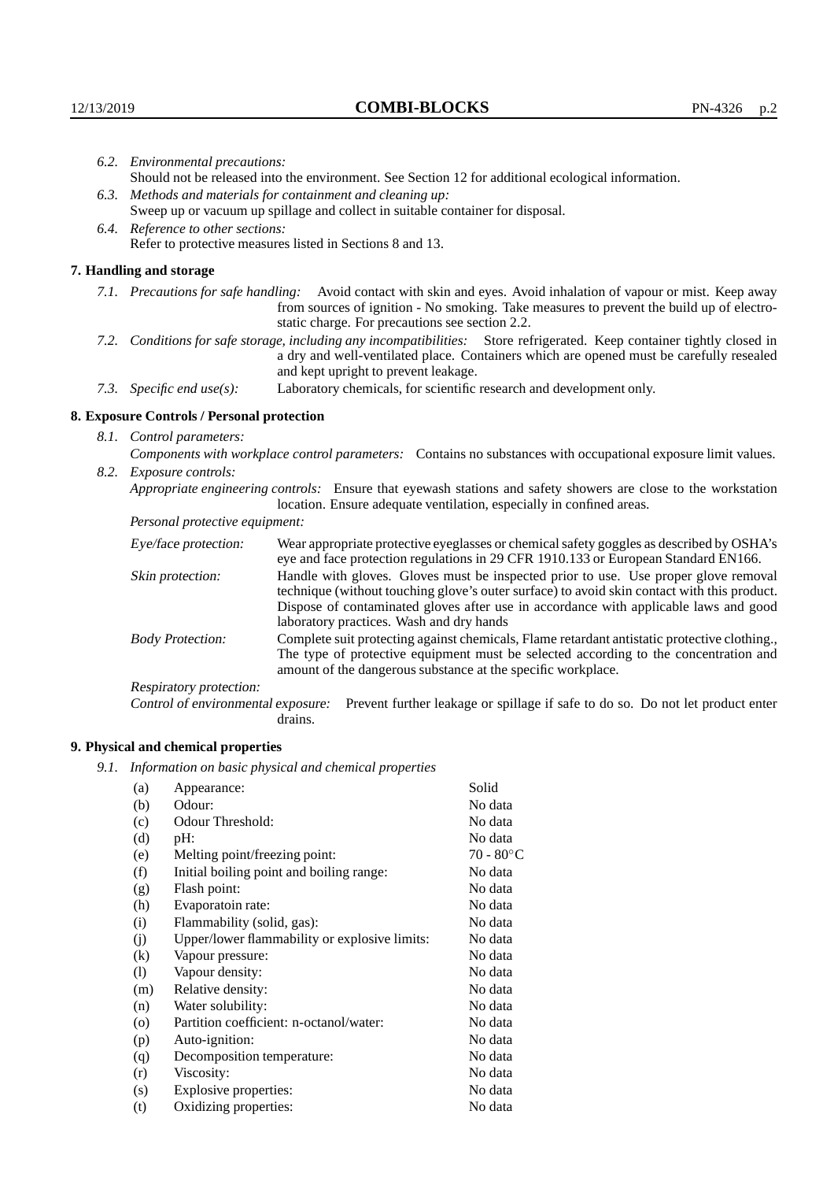*6.2. Environmental precautions:*
Should not be released into the environment. See Section 12 for additional ecological information.

*6.3. Methods and materials for containment and cleaning up:*
Sweep up or vacuum up spillage and collect in suitable container for disposal.

*6.4. Reference to other sections:*
Refer to protective measures listed in Sections 8 and 13.

## 7. Handling and storage

*7.1. Precautions for safe handling:* Avoid contact with skin and eyes. Avoid inhalation of vapour or mist. Keep away from sources of ignition - No smoking. Take measures to prevent the build up of electrostatic charge. For precautions see section 2.2.

*7.2. Conditions for safe storage, including any incompatibilities:* Store refrigerated. Keep container tightly closed in a dry and well-ventilated place. Containers which are opened must be carefully resealed and kept upright to prevent leakage.

*7.3. Specific end use(s):* Laboratory chemicals, for scientific research and development only.

## 8. Exposure Controls / Personal protection

*8.1. Control parameters:*
*Components with workplace control parameters:* Contains no substances with occupational exposure limit values.

*8.2. Exposure controls:*
*Appropriate engineering controls:* Ensure that eyewash stations and safety showers are close to the workstation location. Ensure adequate ventilation, especially in confined areas.

*Personal protective equipment:*

*Eye/face protection:* Wear appropriate protective eyeglasses or chemical safety goggles as described by OSHA's eye and face protection regulations in 29 CFR 1910.133 or European Standard EN166.

*Skin protection:* Handle with gloves. Gloves must be inspected prior to use. Use proper glove removal technique (without touching glove's outer surface) to avoid skin contact with this product. Dispose of contaminated gloves after use in accordance with applicable laws and good laboratory practices. Wash and dry hands

*Body Protection:* Complete suit protecting against chemicals, Flame retardant antistatic protective clothing., The type of protective equipment must be selected according to the concentration and amount of the dangerous substance at the specific workplace.

*Respiratory protection:*

*Control of environmental exposure:* Prevent further leakage or spillage if safe to do so. Do not let product enter drains.

## 9. Physical and chemical properties

*9.1. Information on basic physical and chemical properties*

| | | |
|---|---|---|
| (a) | Appearance: | Solid |
| (b) | Odour: | No data |
| (c) | Odour Threshold: | No data |
| (d) | pH: | No data |
| (e) | Melting point/freezing point: | 70 - 80°C |
| (f) | Initial boiling point and boiling range: | No data |
| (g) | Flash point: | No data |
| (h) | Evaporatoin rate: | No data |
| (i) | Flammability (solid, gas): | No data |
| (j) | Upper/lower flammability or explosive limits: | No data |
| (k) | Vapour pressure: | No data |
| (l) | Vapour density: | No data |
| (m) | Relative density: | No data |
| (n) | Water solubility: | No data |
| (o) | Partition coefficient: n-octanol/water: | No data |
| (p) | Auto-ignition: | No data |
| (q) | Decomposition temperature: | No data |
| (r) | Viscosity: | No data |
| (s) | Explosive properties: | No data |
| (t) | Oxidizing properties: | No data |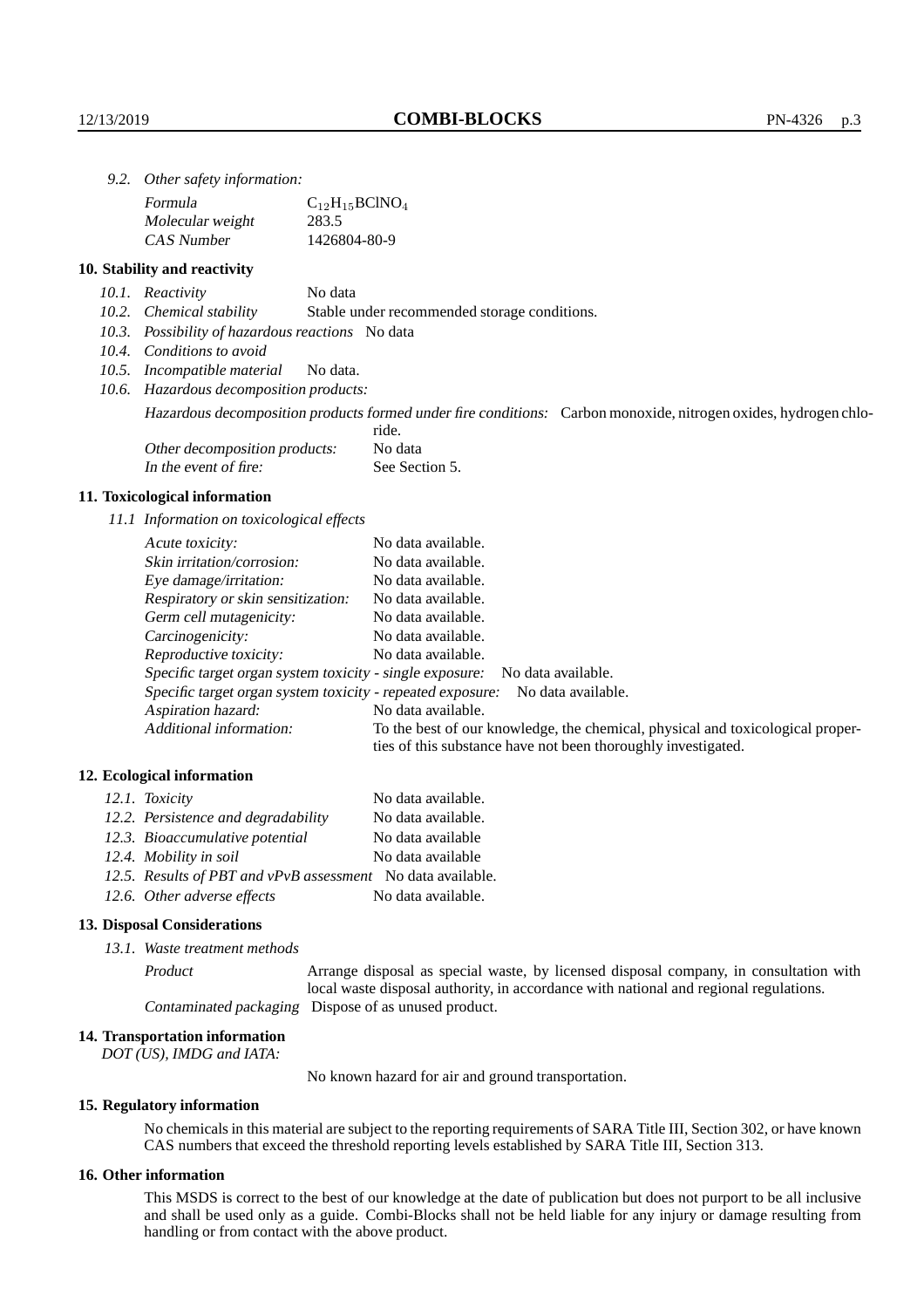*9.2. Other safety information:*

| | |
|---|---|
| *Formula* | $C_{12}H_{15}BClNO_4$ |
| *Molecular weight* | 283.5 |
| *CAS Number* | 1426804-80-9 |

## 10. Stability and reactivity

*10.1. Reactivity* No data

*10.2. Chemical stability* Stable under recommended storage conditions.

*10.3. Possibility of hazardous reactions* No data

*10.4. Conditions to avoid*

*10.5. Incompatible material* No data.

*10.6. Hazardous decomposition products:*

*Hazardous decomposition products formed under fire conditions:* Carbon monoxide, nitrogen oxides, hydrogen chloride.

*Other decomposition products:* No data

*In the event of fire:* See Section 5.

## 11. Toxicological information

*11.1 Information on toxicological effects*

| | |
|---|---|
| *Acute toxicity:* | No data available. |
| *Skin irritation/corrosion:* | No data available. |
| *Eye damage/irritation:* | No data available. |
| *Respiratory or skin sensitization:* | No data available. |
| *Germ cell mutagenicity:* | No data available. |
| *Carcinogenicity:* | No data available. |
| *Reproductive toxicity:* | No data available. |
| *Specific target organ system toxicity - single exposure:* | No data available. |
| *Specific target organ system toxicity - repeated exposure:* | No data available. |
| *Aspiration hazard:* | No data available. |
| *Additional information:* | To the best of our knowledge, the chemical, physical and toxicological properties of this substance have not been thoroughly investigated. |

## 12. Ecological information

| | |
|---|---|
| *12.1. Toxicity* | No data available. |
| *12.2. Persistence and degradability* | No data available. |
| *12.3. Bioaccumulative potential* | No data available |
| *12.4. Mobility in soil* | No data available |
| *12.5. Results of PBT and vPvB assessment* | No data available. |
| *12.6. Other adverse effects* | No data available. |

## 13. Disposal Considerations

*13.1. Waste treatment methods*

*Product* Arrange disposal as special waste, by licensed disposal company, in consultation with local waste disposal authority, in accordance with national and regional regulations.

*Contaminated packaging* Dispose of as unused product.

## 14. Transportation information

*DOT (US), IMDG and IATA:*

No known hazard for air and ground transportation.

## 15. Regulatory information

No chemicals in this material are subject to the reporting requirements of SARA Title III, Section 302, or have known CAS numbers that exceed the threshold reporting levels established by SARA Title III, Section 313.

## 16. Other information

This MSDS is correct to the best of our knowledge at the date of publication but does not purport to be all inclusive and shall be used only as a guide. Combi-Blocks shall not be held liable for any injury or damage resulting from handling or from contact with the above product.